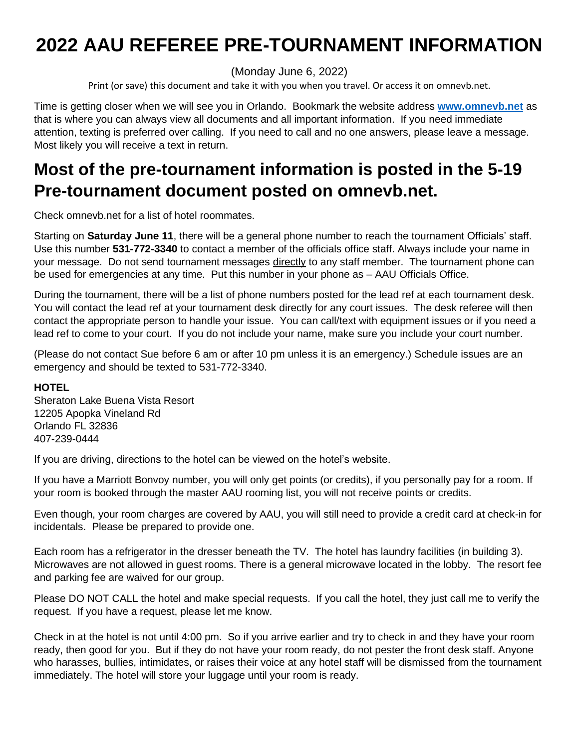# 2022 AAU REFEREE PRE-TOURNAMENT INFORMATION

(Monday June 6, 2022)

Print (or save) this document and take it with you when you travel. Or access it on omnevb.net.

Time is getting closer when we will see you in Orlando. Bookmark the website address **[www.omnevb.net](http://www.omnevb.net)** as that is where you can always view all documents and all important information. If you need immediate attention, texting is preferred over calling. If you need to call and no one answers, please leave a message. Most likely you will receive a text in return.

## Most of the pre-tournament information is posted in the 5-19 Pre-tournament document posted on omnevb.net.

Check omnevb.net for a list of hotel roommates.

Starting on **Saturday June 11**, there will be a general phone number to reach the tournament Officials' staff. Use this number **531-772-3340** to contact a member of the officials office staff. Always include your name in your message. Do not send tournament messages directly to any staff member. The tournament phone can be used for emergencies at any time. Put this number in your phone as – AAU Officials Office.

During the tournament, there will be a list of phone numbers posted for the lead ref at each tournament desk. You will contact the lead ref at your tournament desk directly for any court issues. The desk referee will then contact the appropriate person to handle your issue. You can call/text with equipment issues or if you need a lead ref to come to your court. If you do not include your name, make sure you include your court number.

(Please do not contact Sue before 6 am or after 10 pm unless it is an emergency.) Schedule issues are an emergency and should be texted to 531-772-3340.

**HOTEL**

Sheraton Lake Buena Vista Resort
12205 Apopka Vineland Rd
Orlando FL 32836
407-239-0444

If you are driving, directions to the hotel can be viewed on the hotel's website.

If you have a Marriott Bonvoy number, you will only get points (or credits), if you personally pay for a room. If your room is booked through the master AAU rooming list, you will not receive points or credits.

Even though, your room charges are covered by AAU, you will still need to provide a credit card at check-in for incidentals. Please be prepared to provide one.

Each room has a refrigerator in the dresser beneath the TV. The hotel has laundry facilities (in building 3). Microwaves are not allowed in guest rooms. There is a general microwave located in the lobby. The resort fee and parking fee are waived for our group.

Please DO NOT CALL the hotel and make special requests. If you call the hotel, they just call me to verify the request. If you have a request, please let me know.

Check in at the hotel is not until 4:00 pm. So if you arrive earlier and try to check in and they have your room ready, then good for you. But if they do not have your room ready, do not pester the front desk staff. Anyone who harasses, bullies, intimidates, or raises their voice at any hotel staff will be dismissed from the tournament immediately. The hotel will store your luggage until your room is ready.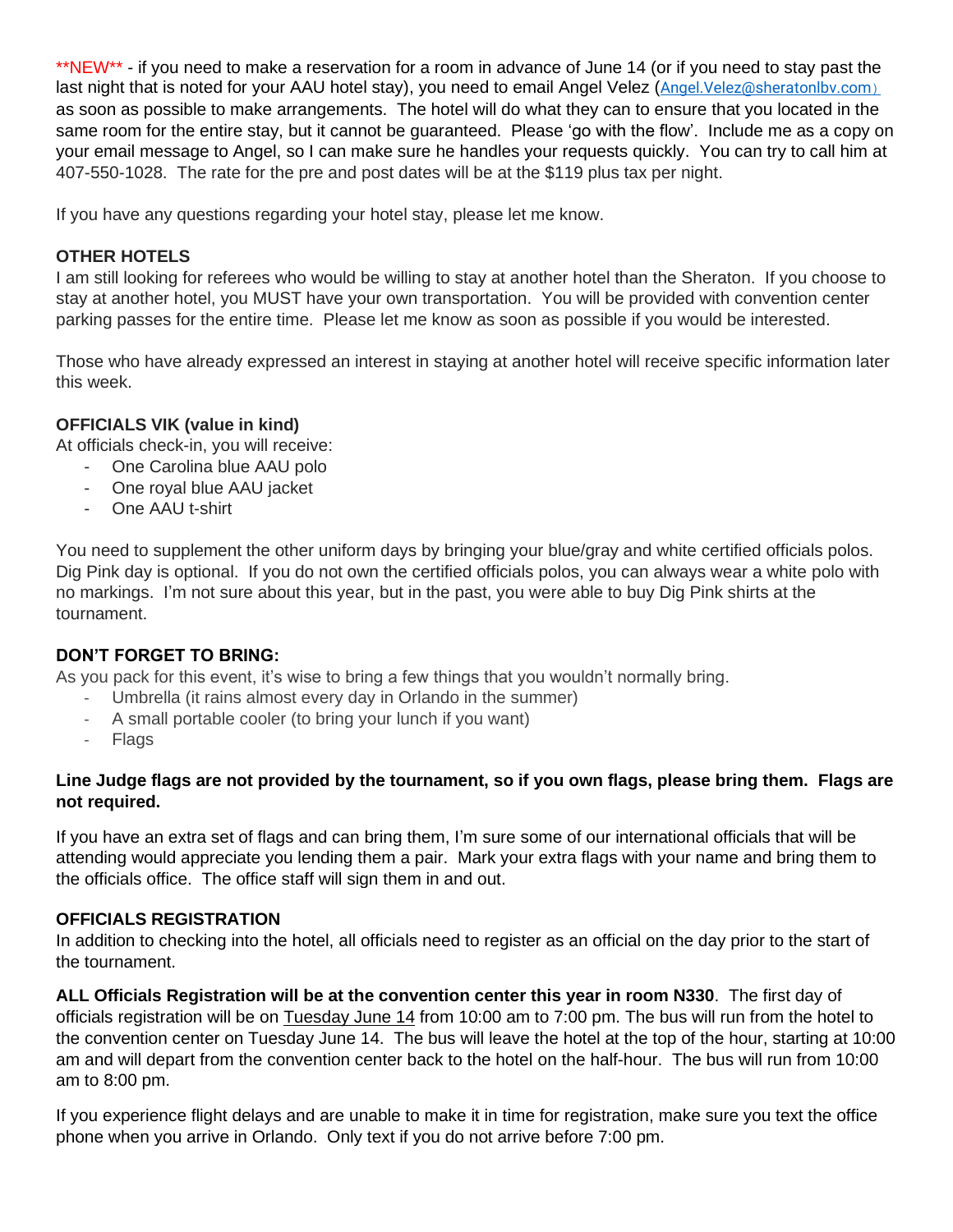**NEW** - if you need to make a reservation for a room in advance of June 14 (or if you need to stay past the last night that is noted for your AAU hotel stay), you need to email Angel Velez (Angel.Velez@sheratonlbv.com) as soon as possible to make arrangements. The hotel will do what they can to ensure that you located in the same room for the entire stay, but it cannot be guaranteed. Please 'go with the flow'. Include me as a copy on your email message to Angel, so I can make sure he handles your requests quickly. You can try to call him at 407-550-1028. The rate for the pre and post dates will be at the $119 plus tax per night.

If you have any questions regarding your hotel stay, please let me know.

**OTHER HOTELS**

I am still looking for referees who would be willing to stay at another hotel than the Sheraton. If you choose to stay at another hotel, you MUST have your own transportation. You will be provided with convention center parking passes for the entire time. Please let me know as soon as possible if you would be interested.

Those who have already expressed an interest in staying at another hotel will receive specific information later this week.

**OFFICIALS VIK (value in kind)**

At officials check-in, you will receive:

- One Carolina blue AAU polo
- One royal blue AAU jacket
- One AAU t-shirt

You need to supplement the other uniform days by bringing your blue/gray and white certified officials polos. Dig Pink day is optional. If you do not own the certified officials polos, you can always wear a white polo with no markings. I'm not sure about this year, but in the past, you were able to buy Dig Pink shirts at the tournament.

**DON'T FORGET TO BRING:**

As you pack for this event, it's wise to bring a few things that you wouldn't normally bring.

- Umbrella (it rains almost every day in Orlando in the summer)
- A small portable cooler (to bring your lunch if you want)
- Flags

**Line Judge flags are not provided by the tournament, so if you own flags, please bring them. Flags are not required.**

If you have an extra set of flags and can bring them, I'm sure some of our international officials that will be attending would appreciate you lending them a pair. Mark your extra flags with your name and bring them to the officials office. The office staff will sign them in and out.

**OFFICIALS REGISTRATION**

In addition to checking into the hotel, all officials need to register as an official on the day prior to the start of the tournament.

**ALL Officials Registration will be at the convention center this year in room N330**. The first day of officials registration will be on Tuesday June 14 from 10:00 am to 7:00 pm. The bus will run from the hotel to the convention center on Tuesday June 14. The bus will leave the hotel at the top of the hour, starting at 10:00 am and will depart from the convention center back to the hotel on the half-hour. The bus will run from 10:00 am to 8:00 pm.

If you experience flight delays and are unable to make it in time for registration, make sure you text the office phone when you arrive in Orlando. Only text if you do not arrive before 7:00 pm.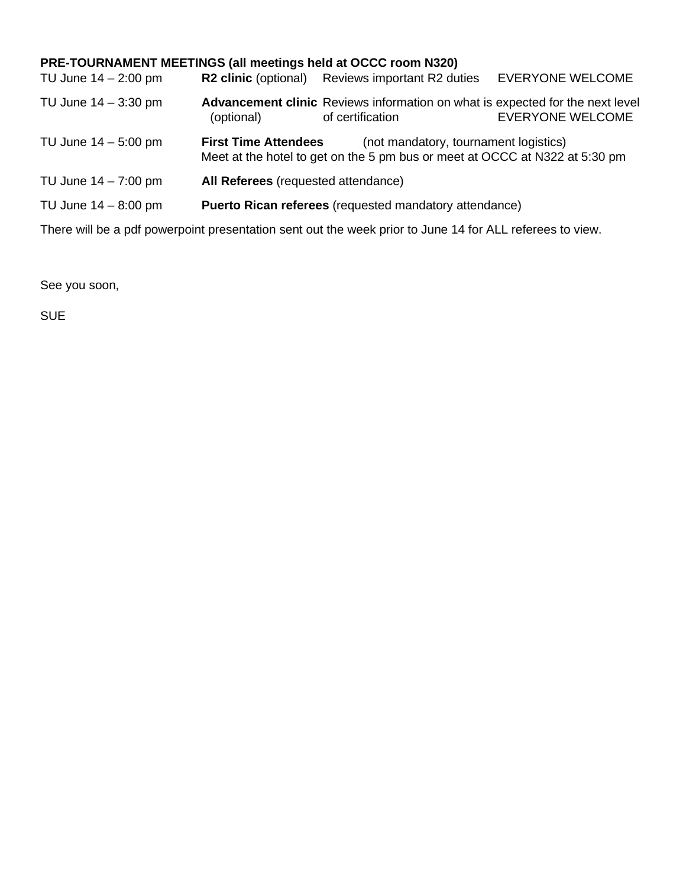**PRE-TOURNAMENT MEETINGS (all meetings held at OCCC room N320)**

| | | | |
|---|---|---|---|
| TU June 14 – 2:00 pm | **R2 clinic** (optional) | Reviews important R2 duties | EVERYONE WELCOME |
| TU June 14 – 3:30 pm | **Advancement clinic** (optional) | Reviews information on what is expected for the next level of certification | EVERYONE WELCOME |
| TU June 14 – 5:00 pm | **First Time Attendees** (not mandatory, tournament logistics) Meet at the hotel to get on the 5 pm bus or meet at OCCC at N322 at 5:30 pm | | |
| TU June 14 – 7:00 pm | **All Referees** (requested attendance) | | |
| TU June 14 – 8:00 pm | **Puerto Rican referees** (requested mandatory attendance) | | |

There will be a pdf powerpoint presentation sent out the week prior to June 14 for ALL referees to view.

See you soon,

SUE